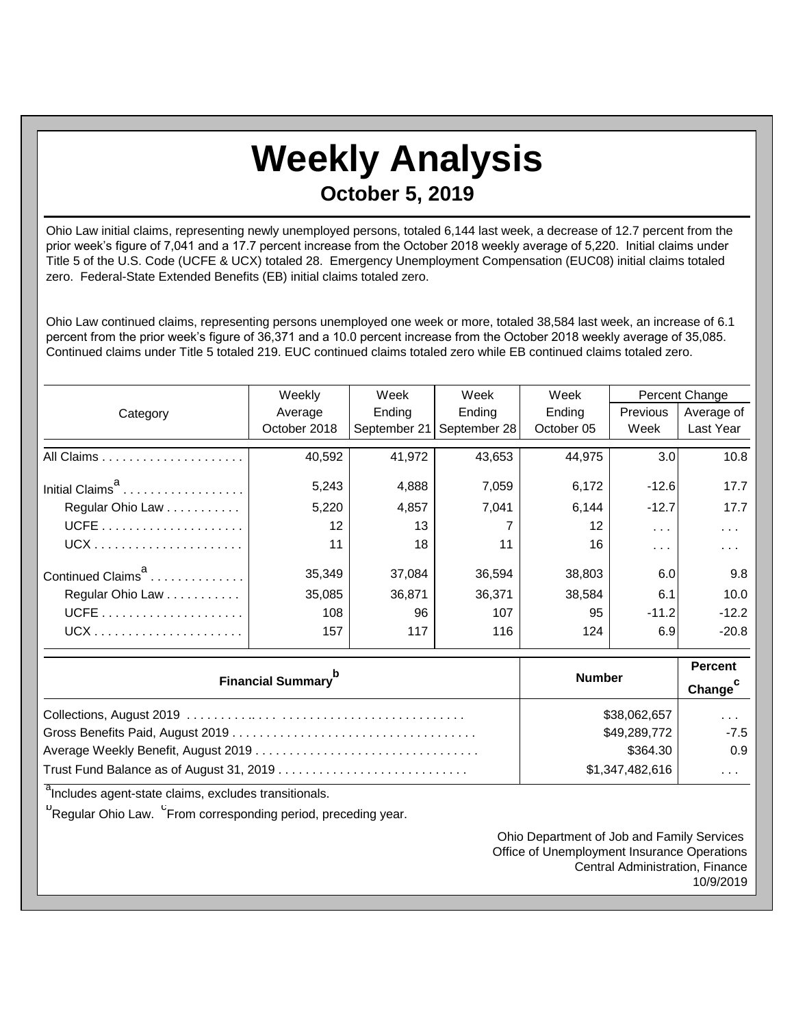# Weekly Analysis

## October 5, 2019

Ohio Law initial claims, representing newly unemployed persons, totaled 6,144 last week, a decrease of 12.7 percent from the prior week's figure of 7,041 and a 17.7 percent increase from the October 2018 weekly average of 5,220. Initial claims under Title 5 of the U.S. Code (UCFE & UCX) totaled 28. Emergency Unemployment Compensation (EUC08) initial claims totaled zero. Federal-State Extended Benefits (EB) initial claims totaled zero.

Ohio Law continued claims, representing persons unemployed one week or more, totaled 38,584 last week, an increase of 6.1 percent from the prior week's figure of 36,371 and a 10.0 percent increase from the October 2018 weekly average of 35,085. Continued claims under Title 5 totaled 219. EUC continued claims totaled zero while EB continued claims totaled zero.

| Category | Weekly Average October 2018 | Week Ending September 21 | Week Ending September 28 | Week Ending October 05 | Percent Change Previous Week | Percent Change Average of Last Year |
|---|---|---|---|---|---|---|
| All Claims | 40,592 | 41,972 | 43,653 | 44,975 | 3.0 | 10.8 |
| Initial Claims[a] | 5,243 | 4,888 | 7,059 | 6,172 | -12.6 | 17.7 |
| Regular Ohio Law | 5,220 | 4,857 | 7,041 | 6,144 | -12.7 | 17.7 |
| UCFE | 12 | 13 | 7 | 12 | . . . | . . . |
| UCX | 11 | 18 | 11 | 16 | . . . | . . . |
| Continued Claims[a] | 35,349 | 37,084 | 36,594 | 38,803 | 6.0 | 9.8 |
| Regular Ohio Law | 35,085 | 36,871 | 36,371 | 38,584 | 6.1 | 10.0 |
| UCFE | 108 | 96 | 107 | 95 | -11.2 | -12.2 |
| UCX | 157 | 117 | 116 | 124 | 6.9 | -20.8 |

| Financial Summary[b] | Number | Percent Change[c] |
|---|---|---|
| Collections, August 2019 | $38,062,657 | . . . |
| Gross Benefits Paid, August 2019 | $49,289,772 | -7.5 |
| Average Weekly Benefit, August 2019 | $364.30 | 0.9 |
| Trust Fund Balance as of August 31, 2019 | $1,347,482,616 | . . . |

[a]Includes agent-state claims, excludes transitionals.

[b]Regular Ohio Law. [c]From corresponding period, preceding year.

Ohio Department of Job and Family Services
Office of Unemployment Insurance Operations
Central Administration, Finance
10/9/2019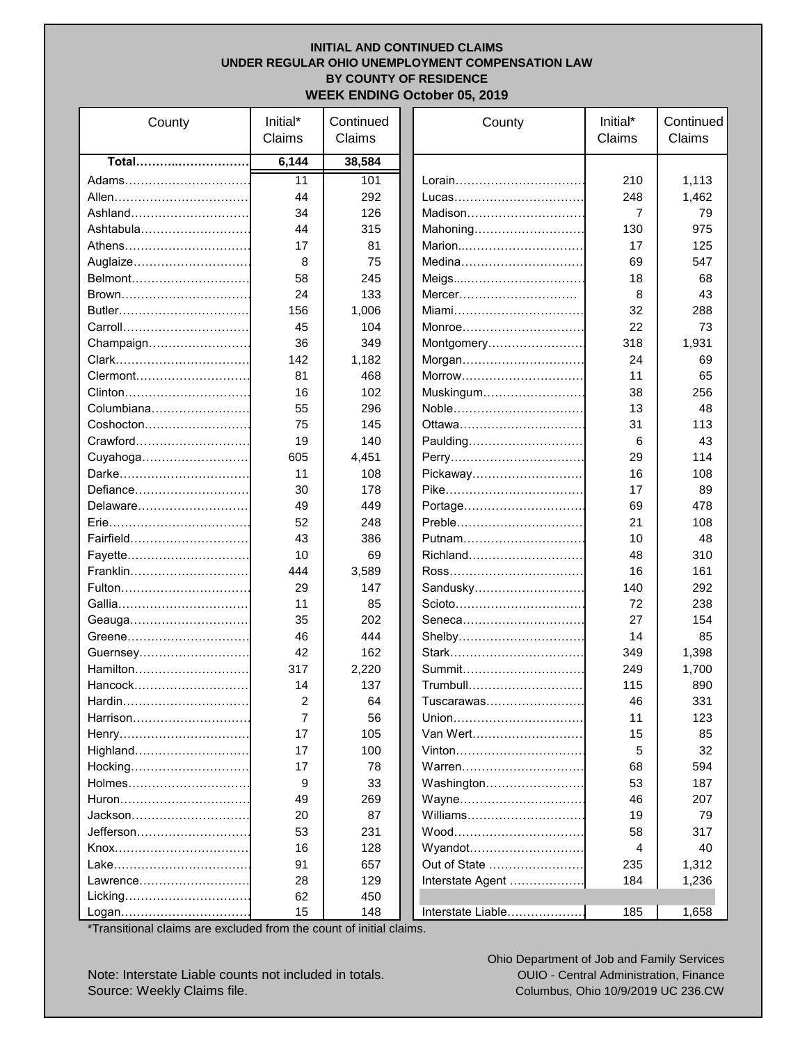**INITIAL AND CONTINUED CLAIMS**
**UNDER REGULAR OHIO UNEMPLOYMENT COMPENSATION LAW**
**BY COUNTY OF RESIDENCE**
**WEEK ENDING October 05, 2019**

| County | Initial* Claims | Continued Claims | County | Initial* Claims | Continued Claims |
|---|---|---|---|---|---|
| **Total** | **6,144** | **38,584** | | | |
| Adams | 11 | 101 | Lorain | 210 | 1,113 |
| Allen | 44 | 292 | Lucas | 248 | 1,462 |
| Ashland | 34 | 126 | Madison | 7 | 79 |
| Ashtabula | 44 | 315 | Mahoning | 130 | 975 |
| Athens | 17 | 81 | Marion | 17 | 125 |
| Auglaize | 8 | 75 | Medina | 69 | 547 |
| Belmont | 58 | 245 | Meigs | 18 | 68 |
| Brown | 24 | 133 | Mercer | 8 | 43 |
| Butler | 156 | 1,006 | Miami | 32 | 288 |
| Carroll | 45 | 104 | Monroe | 22 | 73 |
| Champaign | 36 | 349 | Montgomery | 318 | 1,931 |
| Clark | 142 | 1,182 | Morgan | 24 | 69 |
| Clermont | 81 | 468 | Morrow | 11 | 65 |
| Clinton | 16 | 102 | Muskingum | 38 | 256 |
| Columbiana | 55 | 296 | Noble | 13 | 48 |
| Coshocton | 75 | 145 | Ottawa | 31 | 113 |
| Crawford | 19 | 140 | Paulding | 6 | 43 |
| Cuyahoga | 605 | 4,451 | Perry | 29 | 114 |
| Darke | 11 | 108 | Pickaway | 16 | 108 |
| Defiance | 30 | 178 | Pike | 17 | 89 |
| Delaware | 49 | 449 | Portage | 69 | 478 |
| Erie | 52 | 248 | Preble | 21 | 108 |
| Fairfield | 43 | 386 | Putnam | 10 | 48 |
| Fayette | 10 | 69 | Richland | 48 | 310 |
| Franklin | 444 | 3,589 | Ross | 16 | 161 |
| Fulton | 29 | 147 | Sandusky | 140 | 292 |
| Gallia | 11 | 85 | Scioto | 72 | 238 |
| Geauga | 35 | 202 | Seneca | 27 | 154 |
| Greene | 46 | 444 | Shelby | 14 | 85 |
| Guernsey | 42 | 162 | Stark | 349 | 1,398 |
| Hamilton | 317 | 2,220 | Summit | 249 | 1,700 |
| Hancock | 14 | 137 | Trumbull | 115 | 890 |
| Hardin | 2 | 64 | Tuscarawas | 46 | 331 |
| Harrison | 7 | 56 | Union | 11 | 123 |
| Henry | 17 | 105 | Van Wert | 15 | 85 |
| Highland | 17 | 100 | Vinton | 5 | 32 |
| Hocking | 17 | 78 | Warren | 68 | 594 |
| Holmes | 9 | 33 | Washington | 53 | 187 |
| Huron | 49 | 269 | Wayne | 46 | 207 |
| Jackson | 20 | 87 | Williams | 19 | 79 |
| Jefferson | 53 | 231 | Wood | 58 | 317 |
| Knox | 16 | 128 | Wyandot | 4 | 40 |
| Lake | 91 | 657 | Out of State | 235 | 1,312 |
| Lawrence | 28 | 129 | Interstate Agent | 184 | 1,236 |
| Licking | 62 | 450 | | | |
| Logan | 15 | 148 | Interstate Liable | 185 | 1,658 |

*Transitional claims are excluded from the count of initial claims.

Note: Interstate Liable counts not included in totals.
Source: Weekly Claims file.

Ohio Department of Job and Family Services
OUIO - Central Administration, Finance
Columbus, Ohio 10/9/2019 UC 236.CW